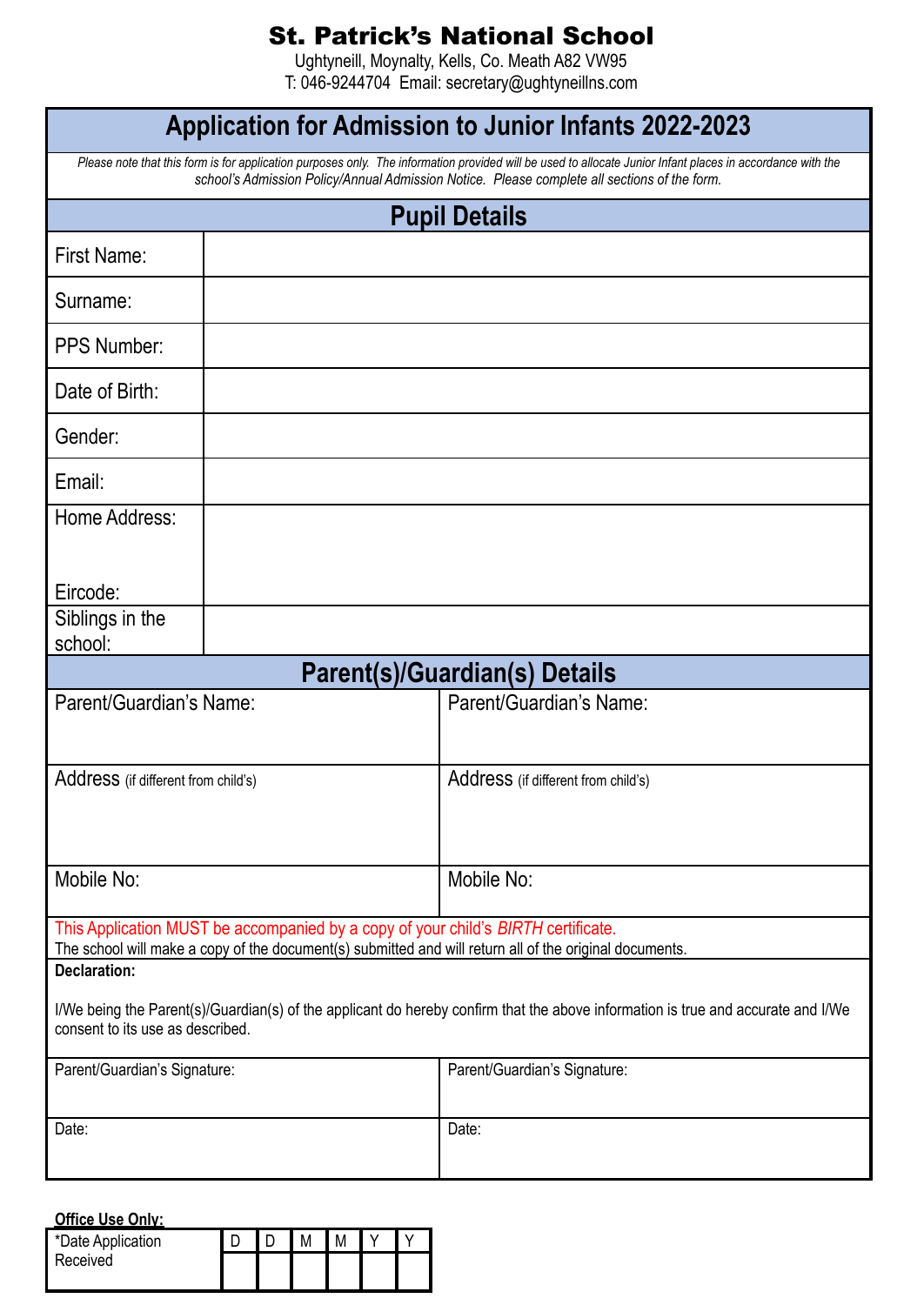# St. Patrick's National School

Ughtyneill, Moynalty, Kells, Co. Meath A82 VW95
T: 046-9244704 Email: secretary@ughtyneillns.com

## Application for Admission to Junior Infants 2022-2023

*Please note that this form is for application purposes only. The information provided will be used to allocate Junior Infant places in accordance with the school's Admission Policy/Annual Admission Notice. Please complete all sections of the form.*

### Pupil Details

| | |
|---|---|
| First Name: | |
| Surname: | |
| PPS Number: | |
| Date of Birth: | |
| Gender: | |
| Email: | |
| Home Address:<br><br>Eircode: | |
| Siblings in the school: | |

### Parent(s)/Guardian(s) Details

| | |
|---|---|
| Parent/Guardian's Name: | Parent/Guardian's Name: |
| Address (if different from child's) | Address (if different from child's) |
| Mobile No: | Mobile No: |

This Application MUST be accompanied by a copy of your child's *BIRTH* certificate.
The school will make a copy of the document(s) submitted and will return all of the original documents.

**Declaration:**

I/We being the Parent(s)/Guardian(s) of the applicant do hereby confirm that the above information is true and accurate and I/We consent to its use as described.

| | |
|---|---|
| Parent/Guardian's Signature: | Parent/Guardian's Signature: |
| Date: | Date: |

**Office Use Only:**

| *Date Application Received | D | D | M | M | Y | Y |
|---|---|---|---|---|---|---|
| | | | | | | |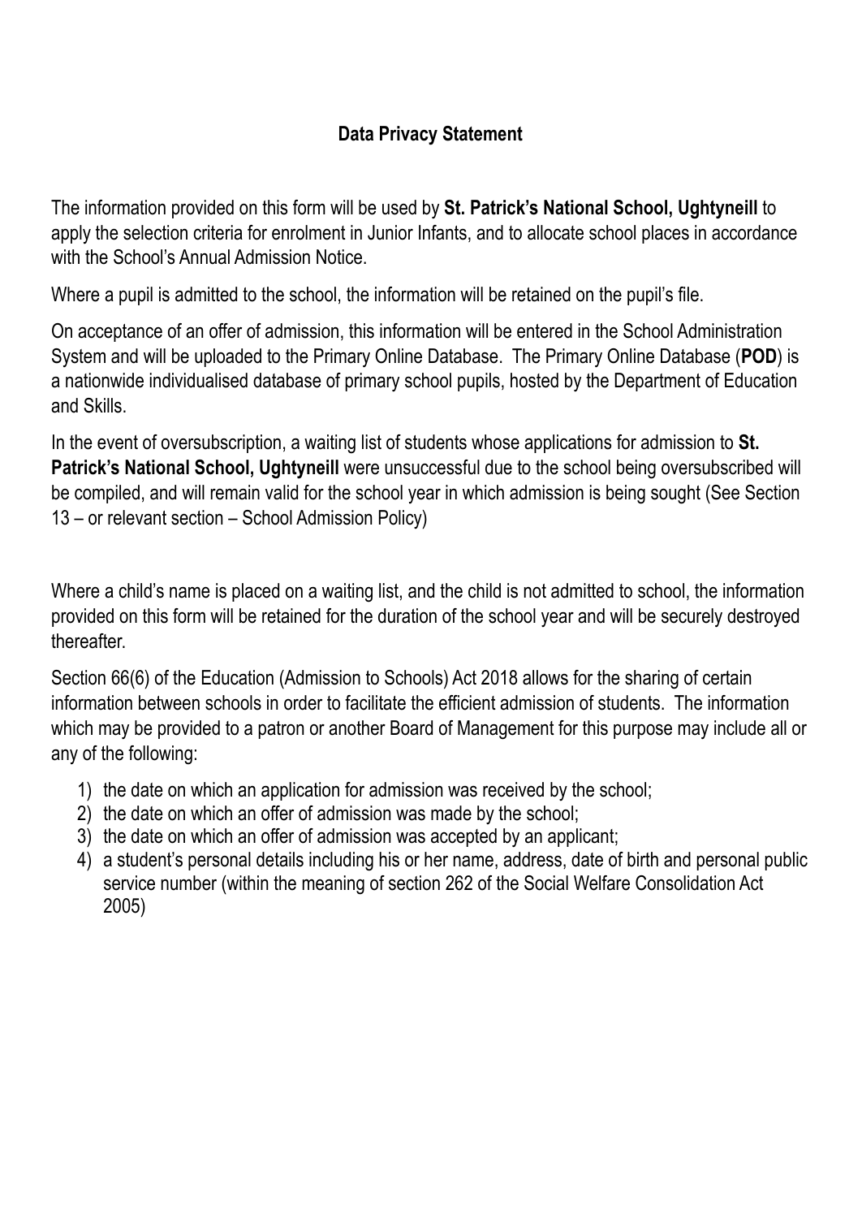**Data Privacy Statement**

The information provided on this form will be used by **St. Patrick's National School, Ughtyneill** to apply the selection criteria for enrolment in Junior Infants, and to allocate school places in accordance with the School's Annual Admission Notice.

Where a pupil is admitted to the school, the information will be retained on the pupil's file.

On acceptance of an offer of admission, this information will be entered in the School Administration System and will be uploaded to the Primary Online Database. The Primary Online Database (**POD**) is a nationwide individualised database of primary school pupils, hosted by the Department of Education and Skills.

In the event of oversubscription, a waiting list of students whose applications for admission to **St. Patrick's National School, Ughtyneill** were unsuccessful due to the school being oversubscribed will be compiled, and will remain valid for the school year in which admission is being sought (See Section 13 – or relevant section – School Admission Policy)

Where a child's name is placed on a waiting list, and the child is not admitted to school, the information provided on this form will be retained for the duration of the school year and will be securely destroyed thereafter.

Section 66(6) of the Education (Admission to Schools) Act 2018 allows for the sharing of certain information between schools in order to facilitate the efficient admission of students. The information which may be provided to a patron or another Board of Management for this purpose may include all or any of the following:

1) the date on which an application for admission was received by the school;
2) the date on which an offer of admission was made by the school;
3) the date on which an offer of admission was accepted by an applicant;
4) a student's personal details including his or her name, address, date of birth and personal public service number (within the meaning of section 262 of the Social Welfare Consolidation Act 2005)